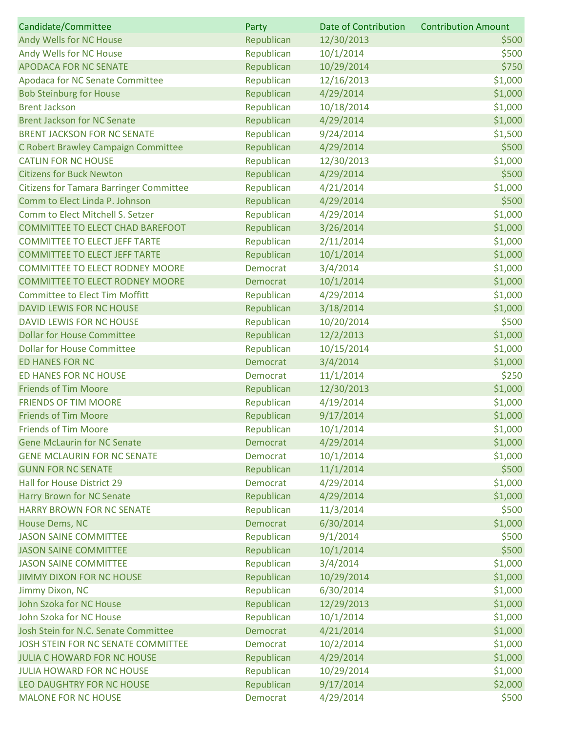| Candidate/Committee | Party | Date of Contribution | Contribution Amount |
|---|---|---|---|
| Andy Wells for NC House | Republican | 12/30/2013 | $500 |
| Andy Wells for NC House | Republican | 10/1/2014 | $500 |
| APODACA FOR NC SENATE | Republican | 10/29/2014 | $750 |
| Apodaca for NC Senate Committee | Republican | 12/16/2013 | $1,000 |
| Bob Steinburg for House | Republican | 4/29/2014 | $1,000 |
| Brent Jackson | Republican | 10/18/2014 | $1,000 |
| Brent Jackson for NC Senate | Republican | 4/29/2014 | $1,000 |
| BRENT JACKSON FOR NC SENATE | Republican | 9/24/2014 | $1,500 |
| C Robert Brawley Campaign Committee | Republican | 4/29/2014 | $500 |
| CATLIN FOR NC HOUSE | Republican | 12/30/2013 | $1,000 |
| Citizens for Buck Newton | Republican | 4/29/2014 | $500 |
| Citizens for Tamara Barringer Committee | Republican | 4/21/2014 | $1,000 |
| Comm to Elect Linda P. Johnson | Republican | 4/29/2014 | $500 |
| Comm to Elect Mitchell S. Setzer | Republican | 4/29/2014 | $1,000 |
| COMMITTEE TO ELECT CHAD BAREFOOT | Republican | 3/26/2014 | $1,000 |
| COMMITTEE TO ELECT JEFF TARTE | Republican | 2/11/2014 | $1,000 |
| COMMITTEE TO ELECT JEFF TARTE | Republican | 10/1/2014 | $1,000 |
| COMMITTEE TO ELECT RODNEY MOORE | Democrat | 3/4/2014 | $1,000 |
| COMMITTEE TO ELECT RODNEY MOORE | Democrat | 10/1/2014 | $1,000 |
| Committee to Elect Tim Moffitt | Republican | 4/29/2014 | $1,000 |
| DAVID LEWIS FOR NC HOUSE | Republican | 3/18/2014 | $1,000 |
| DAVID LEWIS FOR NC HOUSE | Republican | 10/20/2014 | $500 |
| Dollar for House Committee | Republican | 12/2/2013 | $1,000 |
| Dollar for House Committee | Republican | 10/15/2014 | $1,000 |
| ED HANES FOR NC | Democrat | 3/4/2014 | $1,000 |
| ED HANES FOR NC HOUSE | Democrat | 11/1/2014 | $250 |
| Friends of Tim Moore | Republican | 12/30/2013 | $1,000 |
| FRIENDS OF TIM MOORE | Republican | 4/19/2014 | $1,000 |
| Friends of Tim Moore | Republican | 9/17/2014 | $1,000 |
| Friends of Tim Moore | Republican | 10/1/2014 | $1,000 |
| Gene McLaurin for NC Senate | Democrat | 4/29/2014 | $1,000 |
| GENE MCLAURIN FOR NC SENATE | Democrat | 10/1/2014 | $1,000 |
| GUNN FOR NC SENATE | Republican | 11/1/2014 | $500 |
| Hall for House District 29 | Democrat | 4/29/2014 | $1,000 |
| Harry Brown for NC Senate | Republican | 4/29/2014 | $1,000 |
| HARRY BROWN FOR NC SENATE | Republican | 11/3/2014 | $500 |
| House Dems, NC | Democrat | 6/30/2014 | $1,000 |
| JASON SAINE COMMITTEE | Republican | 9/1/2014 | $500 |
| JASON SAINE COMMITTEE | Republican | 10/1/2014 | $500 |
| JASON SAINE COMMITTEE | Republican | 3/4/2014 | $1,000 |
| JIMMY DIXON FOR NC HOUSE | Republican | 10/29/2014 | $1,000 |
| Jimmy Dixon, NC | Republican | 6/30/2014 | $1,000 |
| John Szoka for NC House | Republican | 12/29/2013 | $1,000 |
| John Szoka for NC House | Republican | 10/1/2014 | $1,000 |
| Josh Stein for N.C. Senate Committee | Democrat | 4/21/2014 | $1,000 |
| JOSH STEIN FOR NC SENATE COMMITTEE | Democrat | 10/2/2014 | $1,000 |
| JULIA C HOWARD FOR NC HOUSE | Republican | 4/29/2014 | $1,000 |
| JULIA HOWARD FOR NC HOUSE | Republican | 10/29/2014 | $1,000 |
| LEO DAUGHTRY FOR NC HOUSE | Republican | 9/17/2014 | $2,000 |
| MALONE FOR NC HOUSE | Democrat | 4/29/2014 | $500 |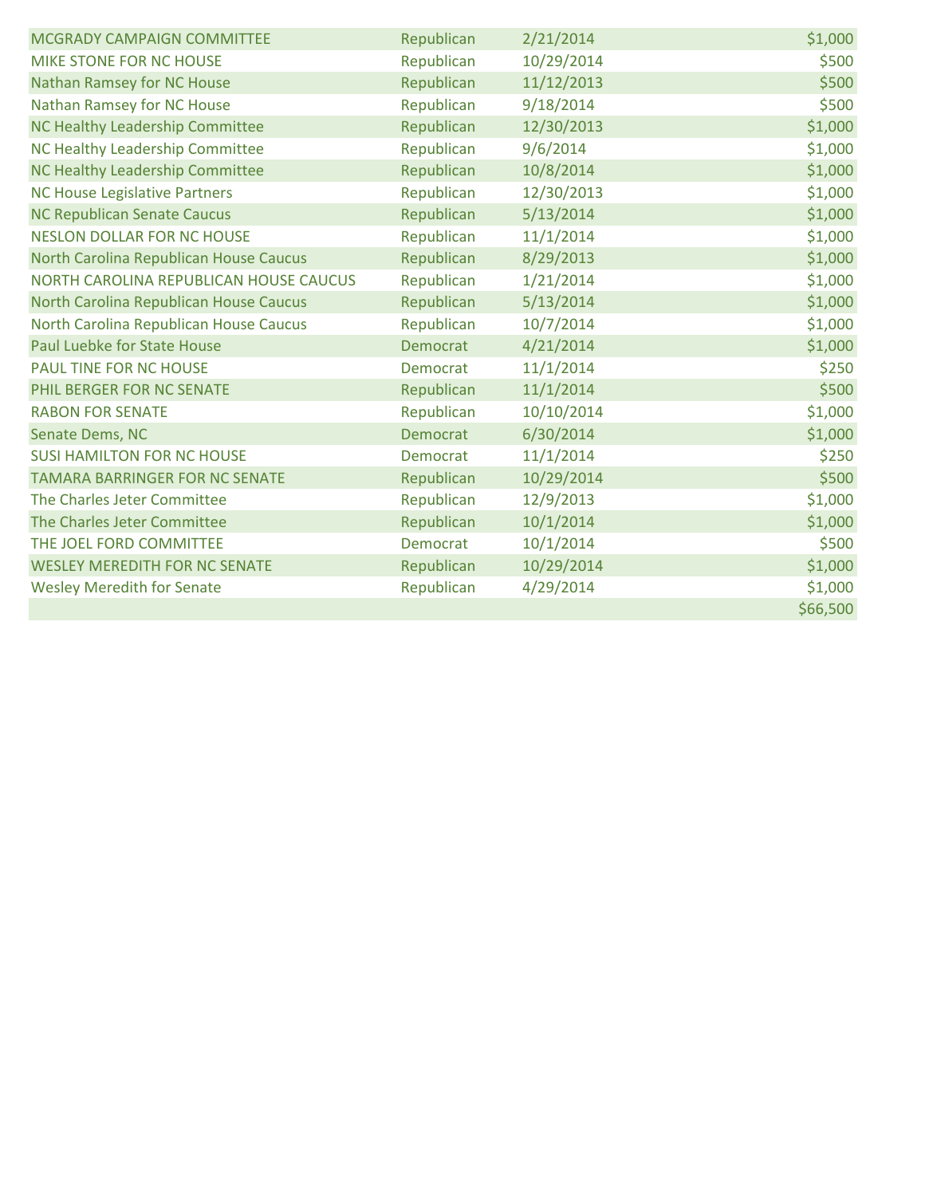| | | | |
|---|---|---|---|
| MCGRADY CAMPAIGN COMMITTEE | Republican | 2/21/2014 | $1,000 |
| MIKE STONE FOR NC HOUSE | Republican | 10/29/2014 | $500 |
| Nathan Ramsey for NC House | Republican | 11/12/2013 | $500 |
| Nathan Ramsey for NC House | Republican | 9/18/2014 | $500 |
| NC Healthy Leadership Committee | Republican | 12/30/2013 | $1,000 |
| NC Healthy Leadership Committee | Republican | 9/6/2014 | $1,000 |
| NC Healthy Leadership Committee | Republican | 10/8/2014 | $1,000 |
| NC House Legislative Partners | Republican | 12/30/2013 | $1,000 |
| NC Republican Senate Caucus | Republican | 5/13/2014 | $1,000 |
| NESLON DOLLAR FOR NC HOUSE | Republican | 11/1/2014 | $1,000 |
| North Carolina Republican House Caucus | Republican | 8/29/2013 | $1,000 |
| NORTH CAROLINA REPUBLICAN HOUSE CAUCUS | Republican | 1/21/2014 | $1,000 |
| North Carolina Republican House Caucus | Republican | 5/13/2014 | $1,000 |
| North Carolina Republican House Caucus | Republican | 10/7/2014 | $1,000 |
| Paul Luebke for State House | Democrat | 4/21/2014 | $1,000 |
| PAUL TINE FOR NC HOUSE | Democrat | 11/1/2014 | $250 |
| PHIL BERGER FOR NC SENATE | Republican | 11/1/2014 | $500 |
| RABON FOR SENATE | Republican | 10/10/2014 | $1,000 |
| Senate Dems, NC | Democrat | 6/30/2014 | $1,000 |
| SUSI HAMILTON FOR NC HOUSE | Democrat | 11/1/2014 | $250 |
| TAMARA BARRINGER FOR NC SENATE | Republican | 10/29/2014 | $500 |
| The Charles Jeter Committee | Republican | 12/9/2013 | $1,000 |
| The Charles Jeter Committee | Republican | 10/1/2014 | $1,000 |
| THE JOEL FORD COMMITTEE | Democrat | 10/1/2014 | $500 |
| WESLEY MEREDITH FOR NC SENATE | Republican | 10/29/2014 | $1,000 |
| Wesley Meredith for Senate | Republican | 4/29/2014 | $1,000 |
| | | | $66,500 |